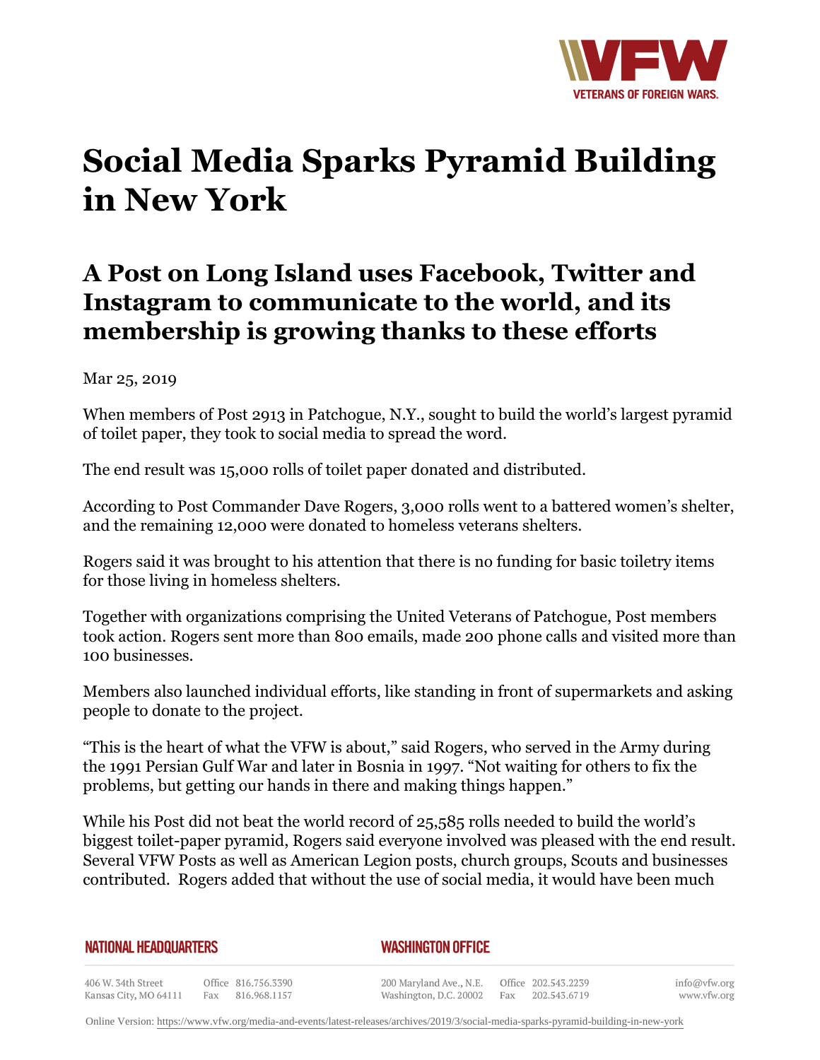# Social Media Sparks Pyramid Building in New York

## A Post on Long Island uses Facebook, Twitter and Instagram to communicate to the world, and its membership is growing thanks to these efforts

Mar 25, 2019

When members of Post 2913 in Patchogue, N.Y., sought to build the world's largest pyramid of toilet paper, they took to social media to spread the word.

The end result was 15,000 rolls of toilet paper donated and distributed.

According to Post Commander Dave Rogers, 3,000 rolls went to a battered women's shelter, and the remaining 12,000 were donated to homeless veterans shelters.

Rogers said it was brought to his attention that there is no funding for basic toiletry items for those living in homeless shelters.

Together with organizations comprising the United Veterans of Patchogue, Post members took action. Rogers sent more than 800 emails, made 200 phone calls and visited more than 100 businesses.

Members also launched individual efforts, like standing in front of supermarkets and asking people to donate to the project.

"This is the heart of what the VFW is about," said Rogers, who served in the Army during the 1991 Persian Gulf War and later in Bosnia in 1997. "Not waiting for others to fix the problems, but getting our hands in there and making things happen."

While his Post did not beat the world record of 25,585 rolls needed to build the world's biggest toilet-paper pyramid, Rogers said everyone involved was pleased with the end result. Several VFW Posts as well as American Legion posts, church groups, Scouts and businesses contributed. Rogers added that without the use of social media, it would have been much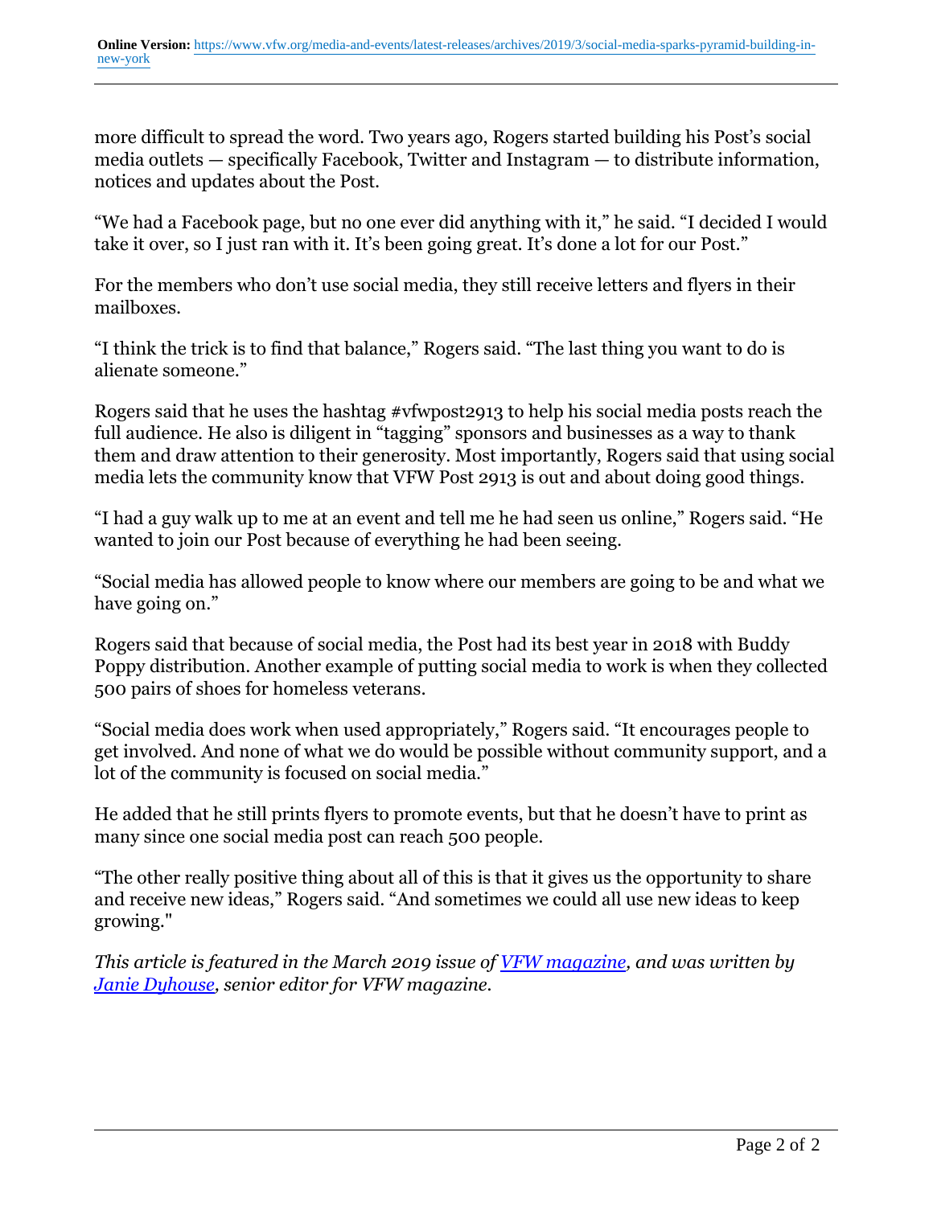more difficult to spread the word. Two years ago, Rogers started building his Post's social media outlets — specifically Facebook, Twitter and Instagram — to distribute information, notices and updates about the Post.

"We had a Facebook page, but no one ever did anything with it," he said. "I decided I would take it over, so I just ran with it. It's been going great. It's done a lot for our Post."

For the members who don't use social media, they still receive letters and flyers in their mailboxes.

"I think the trick is to find that balance," Rogers said. "The last thing you want to do is alienate someone."

Rogers said that he uses the hashtag #vfwpost2913 to help his social media posts reach the full audience. He also is diligent in "tagging" sponsors and businesses as a way to thank them and draw attention to their generosity. Most importantly, Rogers said that using social media lets the community know that VFW Post 2913 is out and about doing good things.

"I had a guy walk up to me at an event and tell me he had seen us online," Rogers said. "He wanted to join our Post because of everything he had been seeing.

"Social media has allowed people to know where our members are going to be and what we have going on."

Rogers said that because of social media, the Post had its best year in 2018 with Buddy Poppy distribution. Another example of putting social media to work is when they collected 500 pairs of shoes for homeless veterans.

"Social media does work when used appropriately," Rogers said. "It encourages people to get involved. And none of what we do would be possible without community support, and a lot of the community is focused on social media."

He added that he still prints flyers to promote events, but that he doesn't have to print as many since one social media post can reach 500 people.

"The other really positive thing about all of this is that it gives us the opportunity to share and receive new ideas," Rogers said. "And sometimes we could all use new ideas to keep growing."

*This article is featured in the March 2019 issue of [VFW magazine](), and was written by [Janie Dyhouse](), senior editor for VFW magazine.*